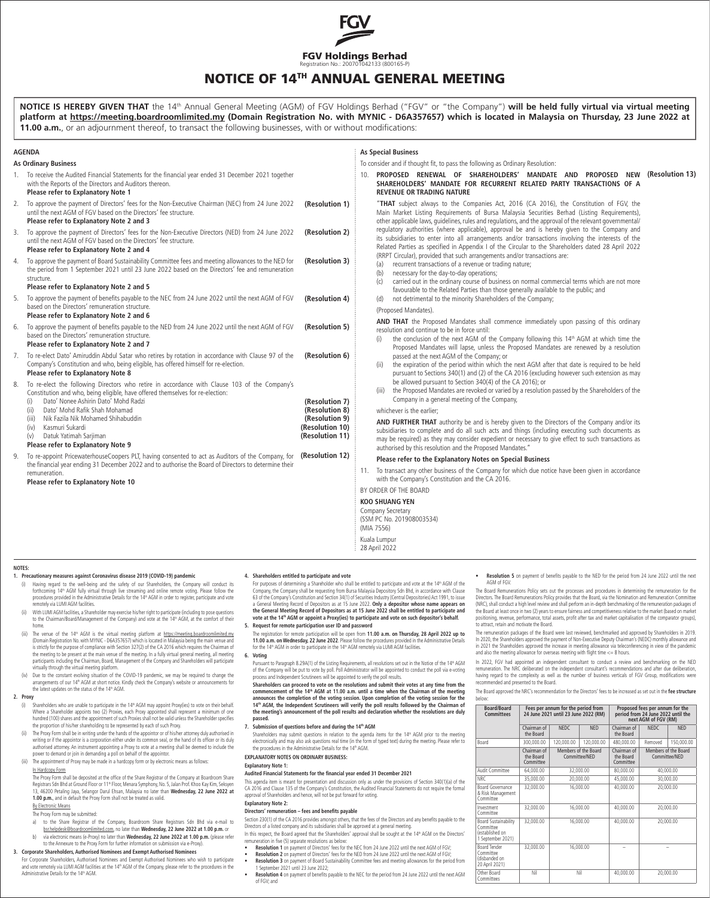# FGV Holdings Berhad

Registration No.: 200701042133 (800165-P)

# NOTICE OF 14TH ANNUAL GENERAL MEETING

**NOTICE IS HEREBY GIVEN THAT** the 14th Annual General Meeting (AGM) of FGV Holdings Berhad ("FGV" or "the Company") **will be held fully virtual via virtual meeting platform at https://meeting.boardroomlimited.my (Domain Registration No. with MYNIC - D6A357657) which is located in Malaysia on Thursday, 23 June 2022 at 11.00 a.m.**, or an adjournment thereof, to transact the following businesses, with or without modifications:

## AGENDA

### As Ordinary Business

1. To receive the Audited Financial Statements for the financial year ended 31 December 2021 together with the Reports of the Directors and Auditors thereon.
   **Please refer to Explanatory Note 1**

2. To approve the payment of Directors' fees for the Non-Executive Chairman (NEC) from 24 June 2022 until the next AGM of FGV based on the Directors' fee structure. **(Resolution 1)**
   **Please refer to Explanatory Note 2 and 3**

3. To approve the payment of Directors' fees for the Non-Executive Directors (NED) from 24 June 2022 until the next AGM of FGV based on the Directors' fee structure. **(Resolution 2)**
   **Please refer to Explanatory Note 2 and 4**

4. To approve the payment of Board Sustainability Committee fees and meeting allowances to the NED for the period from 1 September 2021 until 23 June 2022 based on the Directors' fee and remuneration structure. **(Resolution 3)**
   **Please refer to Explanatory Note 2 and 5**

5. To approve the payment of benefits payable to the NEC from 24 June 2022 until the next AGM of FGV based on the Directors' remuneration structure. **(Resolution 4)**
   **Please refer to Explanatory Note 2 and 6**

6. To approve the payment of benefits payable to the NED from 24 June 2022 until the next AGM of FGV based on the Directors' remuneration structure. **(Resolution 5)**
   **Please refer to Explanatory Note 2 and 7**

7. To re-elect Dato' Amiruddin Abdul Satar who retires by rotation in accordance with Clause 97 of the Company's Constitution and who, being eligible, has offered himself for re-election. **(Resolution 6)**
   **Please refer to Explanatory Note 8**

8. To re-elect the following Directors who retire in accordance with Clause 103 of the Company's Constitution and who, being eligible, have offered themselves for re-election:
   (i) Dato' Nonee Ashirin Dato' Mohd Radzi **(Resolution 7)**
   (ii) Dato' Mohd Rafik Shah Mohamad **(Resolution 8)**
   (iii) Nik Fazila Nik Mohamed Shihabuddin **(Resolution 9)**
   (iv) Kasmuri Sukardi **(Resolution 10)**
   (v) Datuk Yatimah Sarjiman **(Resolution 11)**
   **Please refer to Explanatory Note 9**

9. To re-appoint PricewaterhouseCoopers PLT, having consented to act as Auditors of the Company, for the financial year ending 31 December 2022 and to authorise the Board of Directors to determine their remuneration. **(Resolution 12)**
   **Please refer to Explanatory Note 10**

### As Special Business

To consider and if thought fit, to pass the following as Ordinary Resolution:

10. **PROPOSED RENEWAL OF SHAREHOLDERS' MANDATE AND PROPOSED NEW SHAREHOLDERS' MANDATE FOR RECURRENT RELATED PARTY TRANSACTIONS OF A REVENUE OR TRADING NATURE** **(Resolution 13)**

"**THAT** subject always to the Companies Act, 2016 (CA 2016), the Constitution of FGV, the Main Market Listing Requirements of Bursa Malaysia Securities Berhad (Listing Requirements), other applicable laws, guidelines, rules and regulations, and the approval of the relevant governmental/regulatory authorities (where applicable), approval be and is hereby given to the Company and its subsidiaries to enter into all arrangements and/or transactions involving the interests of the Related Parties as specified in Appendix I of the Circular to the Shareholders dated 28 April 2022 (RRPT Circular), provided that such arrangements and/or transactions are:

(a) recurrent transactions of a revenue or trading nature;
(b) necessary for the day-to-day operations;
(c) carried out in the ordinary course of business on normal commercial terms which are not more favourable to the Related Parties than those generally available to the public; and
(d) not detrimental to the minority Shareholders of the Company;

(Proposed Mandates).

**AND THAT** the Proposed Mandates shall commence immediately upon passing of this ordinary resolution and continue to be in force until:

(i) the conclusion of the next AGM of the Company following this 14th AGM at which time the Proposed Mandates will lapse, unless the Proposed Mandates are renewed by a resolution passed at the next AGM of the Company; or
(ii) the expiration of the period within which the next AGM after that date is required to be held pursuant to Sections 340(1) and (2) of the CA 2016 (excluding however such extension as may be allowed pursuant to Section 340(4) of the CA 2016); or
(iii) the Proposed Mandates are revoked or varied by a resolution passed by the Shareholders of the Company in a general meeting of the Company,

whichever is the earlier;

**AND FURTHER THAT** authority be and is hereby given to the Directors of the Company and/or its subsidiaries to complete and do all such acts and things (including executing such documents as may be required) as they may consider expedient or necessary to give effect to such transactions as authorised by this resolution and the Proposed Mandates."

**Please refer to the Explanatory Notes on Special Business**

11. To transact any other business of the Company for which due notice have been given in accordance with the Company's Constitution and the CA 2016.

BY ORDER OF THE BOARD

**KOO SHUANG YEN**
Company Secretary
(SSM PC No. 201908003534)
(MIA 7556)

Kuala Lumpur
28 April 2022

## NOTES:

### 1. Precautionary measures against Coronavirus disease 2019 (COVID-19) pandemic

(i) Having regard to the well-being and the safety of our Shareholders, the Company will conduct its forthcoming 14th AGM fully virtual through live streaming and online remote voting. Please follow the procedures provided in the Administrative Details for the 14th AGM in order to register, participate and vote remotely via LUMI AGM facilities.

(ii) With LUMI AGM facilities, a Shareholder may exercise his/her right to participate (including to pose questions to the Chairman/Board/Management of the Company) and vote at the 14th AGM, at the comfort of their home.

(iii) The venue of the 14th AGM is the virtual meeting platform at https://meeting.boardroomlimited.my (Domain Registration No. with MYNIC - D6A357657) which is located in Malaysia being the main venue and is strictly for the purpose of compliance with Section 327(2) of the CA 2016 which requires the Chairman of the meeting to be present at the main venue of the meeting. In a fully virtual general meeting, all meeting participants including the Chairman, Board, Management of the Company and Shareholders will participate virtually through the virtual meeting platform.

(iv) Due to the constant evolving situation of the COVID-19 pandemic, we may be required to change the arrangements of our 14th AGM at short notice. Kindly check the Company's website or announcements for the latest updates on the status of the 14th AGM.

### 2. Proxy

(i) Shareholders who are unable to participate in the 14th AGM may appoint Proxy(ies) to vote on their behalf. Where a Shareholder appoints two (2) Proxies, each Proxy appointed shall represent a minimum of one hundred (100) shares and the appointment of such Proxies shall not be valid unless the Shareholder specifies the proportion of his/her shareholding to be represented by each of such Proxy.

(ii) The Proxy Form shall be in writing under the hands of the appointor or of his/her attorney duly authorised in writing or if the appointor is a corporation either under its common seal, or the hand of its officer or its duly authorised attorney. An instrument appointing a Proxy to vote at a meeting shall be deemed to include the power to demand or join in demanding a poll on behalf of the appointor.

(iii) The appointment of Proxy may be made in a hardcopy form or by electronic means as follows:

In Hardcopy Form

The Proxy Form shall be deposited at the office of the Share Registrar of the Company at Boardroom Share Registrars Sdn Bhd at Ground Floor or 11th Floor, Menara Symphony, No. 5, Jalan Prof. Khoo Kay Kim, Seksyen 13, 46200 Petaling Jaya, Selangor Darul Ehsan, Malaysia no later than **Wednesday, 22 June 2022 at 1.00 p.m.**, and in default the Proxy Form shall not be treated as valid.

By Electronic Means

The Proxy Form may be submitted:

a) to the Share Registrar of the Company, Boardroom Share Registrars Sdn Bhd via e-mail to bsr.helpdesk@boardroomlimited.com, no later than **Wednesday, 22 June 2022 at 1.00 p.m.** or
b) via electronic means (e-Proxy) no later than **Wednesday, 22 June 2022 at 1.00 p.m.** (please refer to the Annexure to the Proxy Form for further information on submission via e-Proxy).

### 3. Corporate Shareholders, Authorised Nominees and Exempt Authorised Nominees

For Corporate Shareholders, Authorised Nominees and Exempt Authorised Nominees who wish to participate and vote remotely via LUMI AGM facilities at the 14th AGM of the Company, please refer to the procedures in the Administrative Details for the 14th AGM.

### 4. Shareholders entitled to participate and vote

For purposes of determining a Shareholder who shall be entitled to participate and vote at the 14th AGM of the Company, the Company shall be requesting from Bursa Malaysia Depository Sdn Bhd, in accordance with Clause 63 of the Company's Constitution and Section 34(1) of Securities Industry (Central Depositories) Act 1991, to issue a General Meeting Record of Depositors as at 15 June 2022. **Only a depositor whose name appears on the General Meeting Record of Depositors as at 15 June 2022 shall be entitled to participate and vote at the 14th AGM or appoint a Proxy(ies) to participate and vote on such depositor's behalf.**

### 5. Request for remote participation user ID and password

The registration for remote participation will be open from **11.00 a.m. on Thursday, 28 April 2022 up to 11.00 a.m. on Wednesday, 22 June 2022**. Please follow the procedures provided in the Administrative Details for the 14th AGM in order to participate in the 14th AGM remotely via LUMI AGM facilities.

### 6. Voting

Pursuant to Paragraph 8.29A(1) of the Listing Requirements, all resolutions set out in the Notice of the 14th AGM of the Company will be put to vote by poll. Poll Administrator will be appointed to conduct the poll via e-voting process and Independent Scrutineers will be appointed to verify the poll results.

**Shareholders can proceed to vote on the resolutions and submit their votes at any time from the commencement of the 14th AGM at 11.00 a.m. until a time when the Chairman of the meeting announces the completion of the voting session. Upon completion of the voting session for the 14th AGM, the Independent Scrutineers will verify the poll results followed by the Chairman of the meeting's announcement of the poll results and declaration whether the resolutions are duly passed.**

### 7. Submission of questions before and during the 14th AGM

Shareholders may submit questions in relation to the agenda items for the 14th AGM prior to the meeting electronically and may also ask questions real time (in the form of typed text) during the meeting. Please refer to the procedures in the Administrative Details for the 14th AGM.

## EXPLANATORY NOTES ON ORDINARY BUSINESS:

### Explanatory Note 1:

**Audited Financial Statements for the financial year ended 31 December 2021**

This agenda item is meant for presentation and discussion only as under the provisions of Section 340(1)(a) of the CA 2016 and Clause 135 of the Company's Constitution, the Audited Financial Statements do not require the formal approval of Shareholders and hence, will not be put forward for voting.

### Explanatory Note 2:

**Directors' remuneration – fees and benefits payable**

Section 230(1) of the CA 2016 provides amongst others, that the fees of the Directors and any benefits payable to the Directors of a listed company and its subsidiaries shall be approved at a general meeting.

In this respect, the Board agreed that the Shareholders' approval shall be sought at the 14th AGM on the Directors' remuneration in five (5) separate resolutions as below:

- **Resolution 1** on payment of Directors' fees for the NEC from 24 June 2022 until the next AGM of FGV;
- **Resolution 2** on payment of Directors' fees for the NED from 24 June 2022 until the next AGM of FGV;
- **Resolution 3** on payment of Board Sustainability Committee fees and meeting allowances for the period from 1 September 2021 until 23 June 2022;
- **Resolution 4** on payment of benefits payable to the NEC for the period from 24 June 2022 until the next AGM of FGV; and
- **Resolution 5** on payment of benefits payable to the NED for the period from 24 June 2022 until the next AGM of FGV.

The Board Remunerations Policy sets out the processes and procedures in determining the remuneration for the Directors. The Board Remunerations Policy provides that the Board, via the Nomination and Remuneration Committee (NRC), shall conduct a high level review and shall perform an in-depth benchmarking of the remuneration packages of the Board at least once in two (2) years to ensure fairness and competitiveness relative to the market (based on market positioning, revenue, performance, total assets, profit after tax and market capitalisation of the comparator groups), to attract, retain and motivate the Board.

The remuneration packages of the Board were last reviewed, benchmarked and approved by Shareholders in 2019. In 2020, the Shareholders approved the payment of Non-Executive Deputy Chairman's (NEDC) monthly allowance and in 2021 the Shareholders approved the increase in meeting allowance via teleconferencing in view of the pandemic and also the meeting allowance for overseas meeting with flight time <= 8 hours.

In 2022, FGV had appointed an independent consultant to conduct a review and benchmarking on the NED remuneration. The NRC deliberated on the independent consultant's recommendations and after due deliberation, having regard to the complexity as well as the number of business verticals of FGV Group, modifications were recommended and presented to the Board.

The Board approved the NRC's recommendation for the Directors' fees to be increased as set out in the **fee structure** below:

| Board/Board Committees | Fees per annum for the period from 24 June 2021 until 23 June 2022 (RM) | | | Proposed fees per annum for the period from 24 June 2022 until the next AGM of FGV (RM) | | |
|---|---|---|---|---|---|---|
| | Chairman of the Board | NEDC | NED | Chairman of the Board | NEDC | NED |
| Board | 300,000.00 | 120,000.00 | 120,000.00 | 480,000.00 | Removed | 150,000.00 |
| | Chairman of the Board Committee | Members of the Board Committee/NED | | Chairman of the Board Committee | Members of the Board Committee/NED | |
| Audit Committee | 64,000.00 | 32,000.00 | | 80,000.00 | 40,000.00 | |
| NRC | 35,000.00 | 20,000.00 | | 45,000.00 | 30,000.00 | |
| Board Governance & Risk Management Committee | 32,000.00 | 16,000.00 | | 40,000.00 | 20,000.00 | |
| Investment Committee | 32,000.00 | 16,000.00 | | 40,000.00 | 20,000.00 | |
| Board Sustainability Committee (established on 1 September 2021) | 32,000.00 | 16,000.00 | | 40,000.00 | 20,000.00 | |
| Board Tender Committee (disbanded on 20 April 2021) | 32,000.00 | 16,000.00 | | – | – | |
| Other Board Committees | Nil | Nil | | 40,000.00 | 20,000.00 | |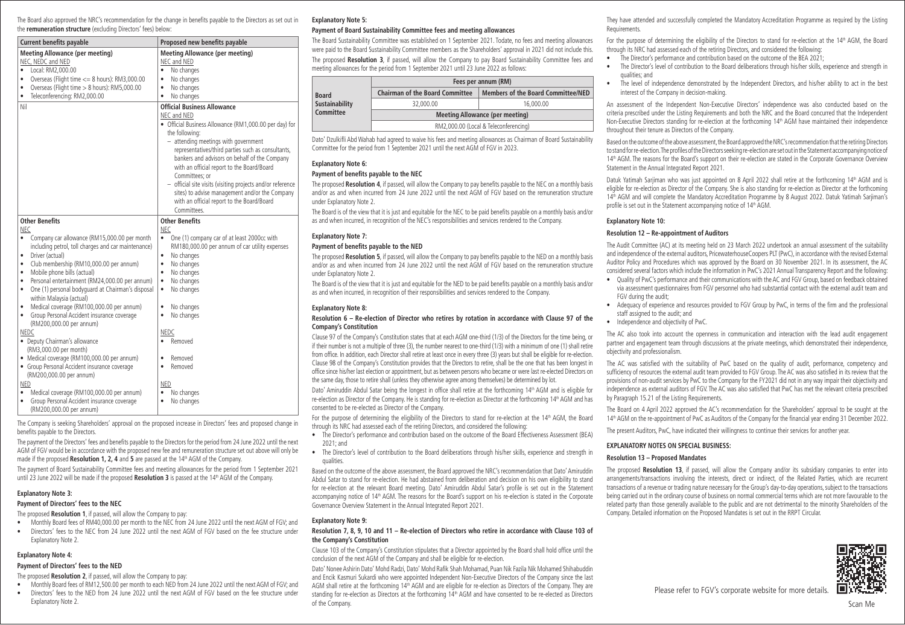The Board also approved the NRC's recommendation for the change in benefits payable to the Directors as set out in the **remuneration structure** (excluding Directors' fees) below:

| Current benefits payable | Proposed new benefits payable |
|---|---|
| **Meeting Allowance (per meeting)**<br>NEC, NEDC and NED<br>• Local: RM2,000.00<br>• Overseas (Flight time <= 8 hours): RM3,000.00<br>• Overseas (Flight time > 8 hours): RM5,000.00<br>• Teleconferencing: RM2,000.00 | **Meeting Allowance (per meeting)**<br>NEC and NED<br>• No changes<br>• No changes<br>• No changes<br>• No changes |
| Nil | **Official Business Allowance**<br>NEC and NED<br>• Official Business Allowance (RM1,000.00 per day) for the following:<br>– attending meetings with government representatives/third parties such as consultants, bankers and advisors on behalf of the Company with an official report to the Board/Board Committees; or<br>– official site visits (visiting projects and/or reference sites) to advise management and/or the Company with an official report to the Board/Board Committees. |
| **Other Benefits**<br>NEC<br>• Company car allowance (RM15,000.00 per month including petrol, toll charges and car maintenance)<br>• Driver (actual)<br>• Club membership (RM10,000.00 per annum)<br>• Mobile phone bills (actual)<br>• Personal entertainment (RM24,000.00 per annum)<br>• One (1) personal bodyguard at Chairman's disposal within Malaysia (actual)<br>• Medical coverage (RM100,000.00 per annum)<br>• Group Personal Accident insurance coverage (RM200,000.00 per annum)<br>NEDC<br>• Deputy Chairman's allowance (RM3,000.00 per month)<br>• Medical coverage (RM100,000.00 per annum)<br>• Group Personal Accident insurance coverage (RM200,000.00 per annum)<br>NED<br>• Medical coverage (RM100,000.00 per annum)<br>• Group Personal Accident insurance coverage (RM200,000.00 per annum) | **Other Benefits**<br>NEC<br>• One (1) company car of at least 2000cc with RM180,000.00 per annum of car utility expenses<br>• No changes<br>• No changes<br>• No changes<br>• No changes<br>• No changes<br><br>• No changes<br>• No changes<br><br>NEDC<br>• Removed<br><br>• Removed<br>• Removed<br><br>NED<br>• No changes<br>• No changes |

The Company is seeking Shareholders' approval on the proposed increase in Directors' fees and proposed change in benefits payable to the Directors.

The payment of the Directors' fees and benefits payable to the Directors for the period from 24 June 2022 until the next AGM of FGV would be in accordance with the proposed new fee and remuneration structure set out above will only be made if the proposed **Resolution 1, 2, 4** and **5** are passed at the 14th AGM of the Company.

The payment of Board Sustainability Committee fees and meeting allowances for the period from 1 September 2021 until 23 June 2022 will be made if the proposed **Resolution 3** is passed at the 14th AGM of the Company.

### Explanatory Note 3:

#### Payment of Directors' fees to the NEC

The proposed **Resolution 1**, if passed, will allow the Company to pay:

- Monthly Board fees of RM40,000.00 per month to the NEC from 24 June 2022 until the next AGM of FGV; and
- Directors' fees to the NEC from 24 June 2022 until the next AGM of FGV based on the fee structure under Explanatory Note 2.

### Explanatory Note 4:

#### Payment of Directors' fees to the NED

The proposed **Resolution 2**, if passed, will allow the Company to pay:

- Monthly Board fees of RM12,500.00 per month to each NED from 24 June 2022 until the next AGM of FGV; and
- Directors' fees to the NED from 24 June 2022 until the next AGM of FGV based on the fee structure under Explanatory Note 2.

### Explanatory Note 5:

#### Payment of Board Sustainability Committee fees and meeting allowances

The Board Sustainability Committee was established on 1 September 2021. Todate, no fees and meeting allowances were paid to the Board Sustainability Committee members as the Shareholders' approval in 2021 did not include this.

The proposed **Resolution 3**, if passed, will allow the Company to pay Board Sustainability Committee fees and meeting allowances for the period from 1 September 2021 until 23 June 2022 as follows:

| | Fees per annum (RM) | |
|---|---|---|
| **Board Sustainability Committee** | **Chairman of the Board Committee** | **Members of the Board Committee/NED** |
| | 32,000.00 | 16,000.00 |
| | **Meeting Allowance (per meeting)** | |
| | RM2,000.00 (Local & Teleconferencing) | |

Dato' Dzulkifli Abd Wahab had agreed to waive his fees and meeting allowances as Chairman of Board Sustainability Committee for the period from 1 September 2021 until the next AGM of FGV in 2023.

### Explanatory Note 6:

#### Payment of benefits payable to the NEC

The proposed **Resolution 4**, if passed, will allow the Company to pay benefits payable to the NEC on a monthly basis and/or as and when incurred from 24 June 2022 until the next AGM of FGV based on the remuneration structure under Explanatory Note 2.

The Board is of the view that it is just and equitable for the NEC to be paid benefits payable on a monthly basis and/or as and when incurred, in recognition of the NEC's responsibilities and services rendered to the Company.

### Explanatory Note 7:

#### Payment of benefits payable to the NED

The proposed **Resolution 5**, if passed, will allow the Company to pay benefits payable to the NED on a monthly basis and/or as and when incurred from 24 June 2022 until the next AGM of FGV based on the remuneration structure under Explanatory Note 2.

The Board is of the view that it is just and equitable for the NED to be paid benefits payable on a monthly basis and/or as and when incurred, in recognition of their responsibilities and services rendered to the Company.

### Explanatory Note 8:

#### Resolution 6 – Re-election of Director who retires by rotation in accordance with Clause 97 of the Company's Constitution

Clause 97 of the Company's Constitution states that at each AGM one-third (1/3) of the Directors for the time being, or if their number is not a multiple of three (3), the number nearest to one-third (1/3) with a minimum of one (1) shall retire from office. In addition, each Director shall retire at least once in every three (3) years but shall be eligible for re-election. Clause 98 of the Company's Constitution provides that the Directors to retire, shall be the one that has been longest in office since his/her last election or appointment, but as between persons who became or were last re-elected Directors on the same day, those to retire shall (unless they otherwise agree among themselves) be determined by lot.

Dato' Amiruddin Abdul Satar being the longest in office shall retire at the forthcoming 14th AGM and is eligible for re-election as Director of the Company. He is standing for re-election as Director at the forthcoming 14th AGM and has consented to be re-elected as Director of the Company.

For the purpose of determining the eligibility of the Directors to stand for re-election at the 14th AGM, the Board through its NRC had assessed each of the retiring Directors, and considered the following:

- The Director's performance and contribution based on the outcome of the Board Effectiveness Assessment (BEA) 2021; and
- The Director's level of contribution to the Board deliberations through his/her skills, experience and strength in qualities.

Based on the outcome of the above assessment, the Board approved the NRC's recommendation that Dato' Amiruddin Abdul Satar to stand for re-election. He had abstained from deliberation and decision on his own eligibility to stand for re-election at the relevant Board meeting. Dato' Amiruddin Abdul Satar's profile is set out in the Statement accompanying notice of 14th AGM. The reasons for the Board's support on his re-election is stated in the Corporate Governance Overview Statement in the Annual Integrated Report 2021.

### Explanatory Note 9:

#### Resolution 7, 8, 9, 10 and 11 – Re-election of Directors who retire in accordance with Clause 103 of the Company's Constitution

Clause 103 of the Company's Constitution stipulates that a Director appointed by the Board shall hold office until the conclusion of the next AGM of the Company and shall be eligible for re-election.

Dato' Nonee Ashirin Dato' Mohd Radzi, Dato' Mohd Rafik Shah Mohamad, Puan Nik Fazila Nik Mohamed Shihabuddin and Encik Kasmuri Sukardi who were appointed Independent Non-Executive Directors of the Company since the last AGM shall retire at the forthcoming 14th AGM and are eligible for re-election as Directors of the Company. They are standing for re-election as Directors at the forthcoming 14th AGM and have consented to be re-elected as Directors of the Company.

They have attended and successfully completed the Mandatory Accreditation Programme as required by the Listing Requirements.

For the purpose of determining the eligibility of the Directors to stand for re-election at the 14th AGM, the Board through its NRC had assessed each of the retiring Directors, and considered the following:

- The Director's performance and contribution based on the outcome of the BEA 2021;
- The Director's level of contribution to the Board deliberations through his/her skills, experience and strength in qualities; and
- The level of independence demonstrated by the Independent Directors, and his/her ability to act in the best interest of the Company in decision-making.

An assessment of the Independent Non-Executive Directors' independence was also conducted based on the criteria prescribed under the Listing Requirements and both the NRC and the Board concurred that the Independent Non-Executive Directors standing for re-election at the forthcoming 14th AGM have maintained their independence throughout their tenure as Directors of the Company.

Based on the outcome of the above assessment, the Board approved the NRC's recommendation that the retiring Directors to stand for re-election. The profiles of the Directors seeking re-election are set out in the Statement accompanying notice of 14th AGM. The reasons for the Board's support on their re-election are stated in the Corporate Governance Overview Statement in the Annual Integrated Report 2021.

Datuk Yatimah Sarjiman who was just appointed on 8 April 2022 shall retire at the forthcoming 14th AGM and is eligible for re-election as Director of the Company. She is also standing for re-election as Director at the forthcoming 14th AGM and will complete the Mandatory Accreditation Programme by 8 August 2022. Datuk Yatimah Sarjiman's profile is set out in the Statement accompanying notice of 14th AGM.

### Explanatory Note 10:

#### Resolution 12 – Re-appointment of Auditors

The Audit Committee (AC) at its meeting held on 23 March 2022 undertook an annual assessment of the suitability and independence of the external auditors, PricewaterhouseCoopers PLT (PwC), in accordance with the revised External Auditor Policy and Procedures which was approved by the Board on 30 November 2021. In its assessment, the AC considered several factors which include the information in PwC's 2021 Annual Transparency Report and the following:

- Quality of PwC's performance and their communications with the AC and FGV Group, based on feedback obtained via assessment questionnaires from FGV personnel who had substantial contact with the external audit team and FGV during the audit;
- Adequacy of experience and resources provided to FGV Group by PwC, in terms of the firm and the professional staff assigned to the audit; and
- Independence and objectivity of PwC.

The AC also took into account the openness in communication and interaction with the lead audit engagement partner and engagement team through discussions at the private meetings, which demonstrated their independence, objectivity and professionalism.

The AC was satisfied with the suitability of PwC based on the quality of audit, performance, competency and sufficiency of resources the external audit team provided to FGV Group. The AC was also satisfied in its review that the provisions of non-audit services by PwC to the Company for the FY2021 did not in any way impair their objectivity and independence as external auditors of FGV. The AC was also satisfied that PwC has met the relevant criteria prescribed by Paragraph 15.21 of the Listing Requirements.

The Board on 4 April 2022 approved the AC's recommendation for the Shareholders' approval to be sought at the 14th AGM on the re-appointment of PwC as Auditors of the Company for the financial year ending 31 December 2022.

The present Auditors, PwC, have indicated their willingness to continue their services for another year.

## EXPLANATORY NOTES ON SPECIAL BUSINESS:

#### Resolution 13 – Proposed Mandates

The proposed **Resolution 13**, if passed, will allow the Company and/or its subsidiary companies to enter into arrangements/transactions involving the interests, direct or indirect, of the Related Parties, which are recurrent transactions of a revenue or trading nature necessary for the Group's day-to-day operations, subject to the transactions being carried out in the ordinary course of business on normal commercial terms which are not more favourable to the related party than those generally available to the public and are not detrimental to the minority Shareholders of the Company. Detailed information on the Proposed Mandates is set out in the RRPT Circular.

Please refer to FGV's corporate website for more details.

Scan Me